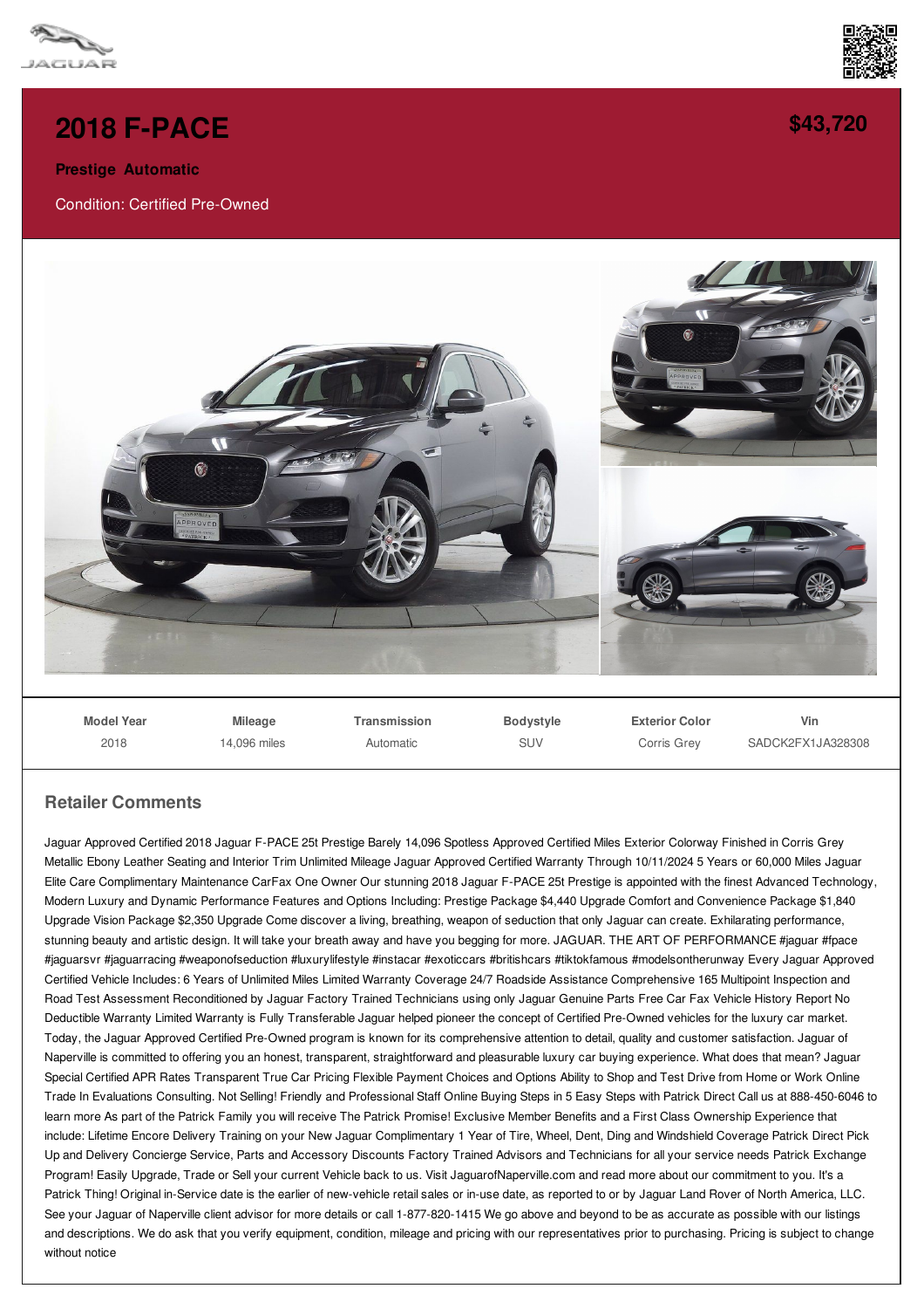# 2018 F-PACE

**$43,720**

**Prestige Automatic**

Condition: Certified Pre-Owned

| Model Year | Mileage | Transmission | Bodystyle | Exterior Color | Vin |
| --- | --- | --- | --- | --- | --- |
| 2018 | 14,096 miles | Automatic | SUV | Corris Grey | SADCK2FX1JA328308 |

## Retailer Comments

Jaguar Approved Certified 2018 Jaguar F-PACE 25t Prestige Barely 14,096 Spotless Approved Certified Miles Exterior Colorway Finished in Corris Grey Metallic Ebony Leather Seating and Interior Trim Unlimited Mileage Jaguar Approved Certified Warranty Through 10/11/2024 5 Years or 60,000 Miles Jaguar Elite Care Complimentary Maintenance CarFax One Owner Our stunning 2018 Jaguar F-PACE 25t Prestige is appointed with the finest Advanced Technology, Modern Luxury and Dynamic Performance Features and Options Including: Prestige Package $4,440 Upgrade Comfort and Convenience Package $1,840 Upgrade Vision Package $2,350 Upgrade Come discover a living, breathing, weapon of seduction that only Jaguar can create. Exhilarating performance, stunning beauty and artistic design. It will take your breath away and have you begging for more. JAGUAR. THE ART OF PERFORMANCE #jaguar #fpace #jaguarsvr #jaguarracing #weaponofseduction #luxurylifestyle #instacar #exoticcars #britishcars #tiktokfamous #modelsontherunway Every Jaguar Approved Certified Vehicle Includes: 6 Years of Unlimited Miles Limited Warranty Coverage 24/7 Roadside Assistance Comprehensive 165 Multipoint Inspection and Road Test Assessment Reconditioned by Jaguar Factory Trained Technicians using only Jaguar Genuine Parts Free Car Fax Vehicle History Report No Deductible Warranty Limited Warranty is Fully Transferable Jaguar helped pioneer the concept of Certified Pre-Owned vehicles for the luxury car market. Today, the Jaguar Approved Certified Pre-Owned program is known for its comprehensive attention to detail, quality and customer satisfaction. Jaguar of Naperville is committed to offering you an honest, transparent, straightforward and pleasurable luxury car buying experience. What does that mean? Jaguar Special Certified APR Rates Transparent True Car Pricing Flexible Payment Choices and Options Ability to Shop and Test Drive from Home or Work Online Trade In Evaluations Consulting. Not Selling! Friendly and Professional Staff Online Buying Steps in 5 Easy Steps with Patrick Direct Call us at 888-450-6046 to learn more As part of the Patrick Family you will receive The Patrick Promise! Exclusive Member Benefits and a First Class Ownership Experience that include: Lifetime Encore Delivery Training on your New Jaguar Complimentary 1 Year of Tire, Wheel, Dent, Ding and Windshield Coverage Patrick Direct Pick Up and Delivery Concierge Service, Parts and Accessory Discounts Factory Trained Advisors and Technicians for all your service needs Patrick Exchange Program! Easily Upgrade, Trade or Sell your current Vehicle back to us. Visit JaguarofNaperville.com and read more about our commitment to you. It's a Patrick Thing! Original in-Service date is the earlier of new-vehicle retail sales or in-use date, as reported to or by Jaguar Land Rover of North America, LLC. See your Jaguar of Naperville client advisor for more details or call 1-877-820-1415 We go above and beyond to be as accurate as possible with our listings and descriptions. We do ask that you verify equipment, condition, mileage and pricing with our representatives prior to purchasing. Pricing is subject to change without notice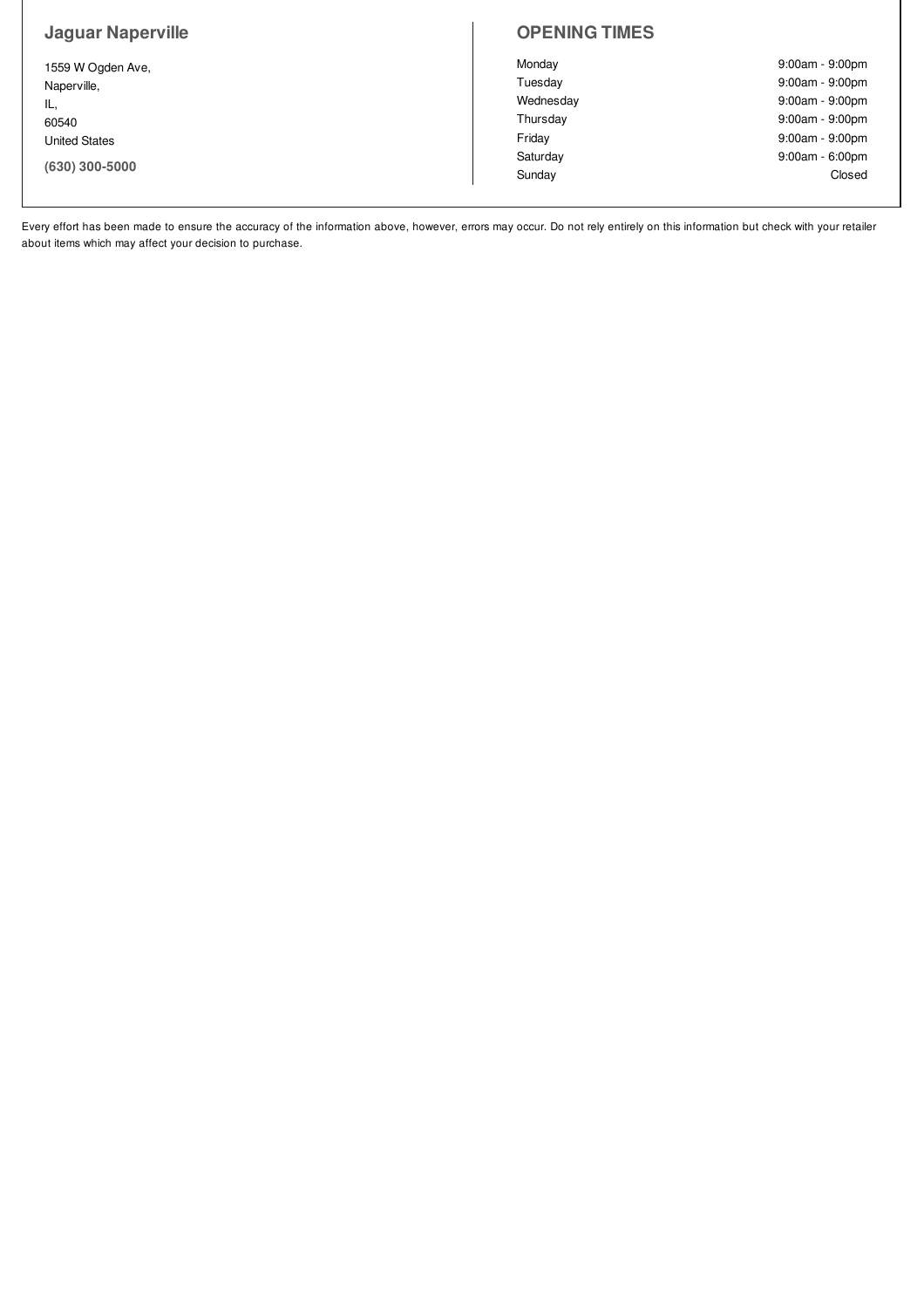## Jaguar Naperville

1559 W Ogden Ave,
Naperville,
IL,
60540
United States

**(630) 300-5000**

## OPENING TIMES

| | |
|---|---|
| Monday | 9:00am - 9:00pm |
| Tuesday | 9:00am - 9:00pm |
| Wednesday | 9:00am - 9:00pm |
| Thursday | 9:00am - 9:00pm |
| Friday | 9:00am - 9:00pm |
| Saturday | 9:00am - 6:00pm |
| Sunday | Closed |

Every effort has been made to ensure the accuracy of the information above, however, errors may occur. Do not rely entirely on this information but check with your retailer about items which may affect your decision to purchase.